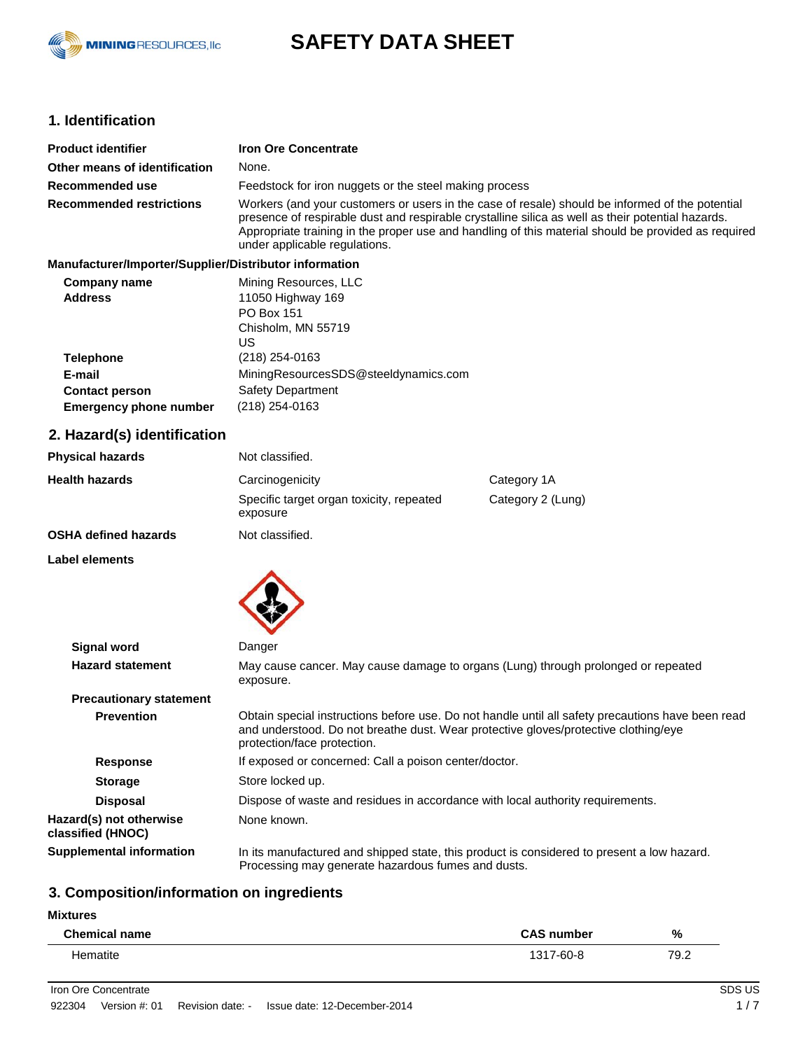# SAFETY DATA SHEET

## 1. Identification

| | |
|---|---|
| **Product identifier** | **Iron Ore Concentrate** |
| **Other means of identification** | None. |
| **Recommended use** | Feedstock for iron nuggets or the steel making process |
| **Recommended restrictions** | Workers (and your customers or users in the case of resale) should be informed of the potential presence of respirable dust and respirable crystalline silica as well as their potential hazards. Appropriate training in the proper use and handling of this material should be provided as required under applicable regulations. |

**Manufacturer/Importer/Supplier/Distributor information**

| | |
|---|---|
| **Company name** | Mining Resources, LLC |
| **Address** | 11050 Highway 169<br>PO Box 151<br>Chisholm, MN 55719<br>US |
| **Telephone** | (218) 254-0163 |
| **E-mail** | MiningResourcesSDS@steeldynamics.com |
| **Contact person** | Safety Department |
| **Emergency phone number** | (218) 254-0163 |

## 2. Hazard(s) identification

| | | |
|---|---|---|
| **Physical hazards** | Not classified. | |
| **Health hazards** | Carcinogenicity | Category 1A |
| | Specific target organ toxicity, repeated exposure | Category 2 (Lung) |
| **OSHA defined hazards** | Not classified. | |

**Label elements**

| | |
|---|---|
| **Signal word** | Danger |
| **Hazard statement** | May cause cancer. May cause damage to organs (Lung) through prolonged or repeated exposure. |

**Precautionary statement**

| | |
|---|---|
| **Prevention** | Obtain special instructions before use. Do not handle until all safety precautions have been read and understood. Do not breathe dust. Wear protective gloves/protective clothing/eye protection/face protection. |
| **Response** | If exposed or concerned: Call a poison center/doctor. |
| **Storage** | Store locked up. |
| **Disposal** | Dispose of waste and residues in accordance with local authority requirements. |

| | |
|---|---|
| **Hazard(s) not otherwise classified (HNOC)** | None known. |
| **Supplemental information** | In its manufactured and shipped state, this product is considered to present a low hazard. Processing may generate hazardous fumes and dusts. |

## 3. Composition/information on ingredients

**Mixtures**

| Chemical name | CAS number | % |
|---|---|---|
| Hematite | 1317-60-8 | 79.2 |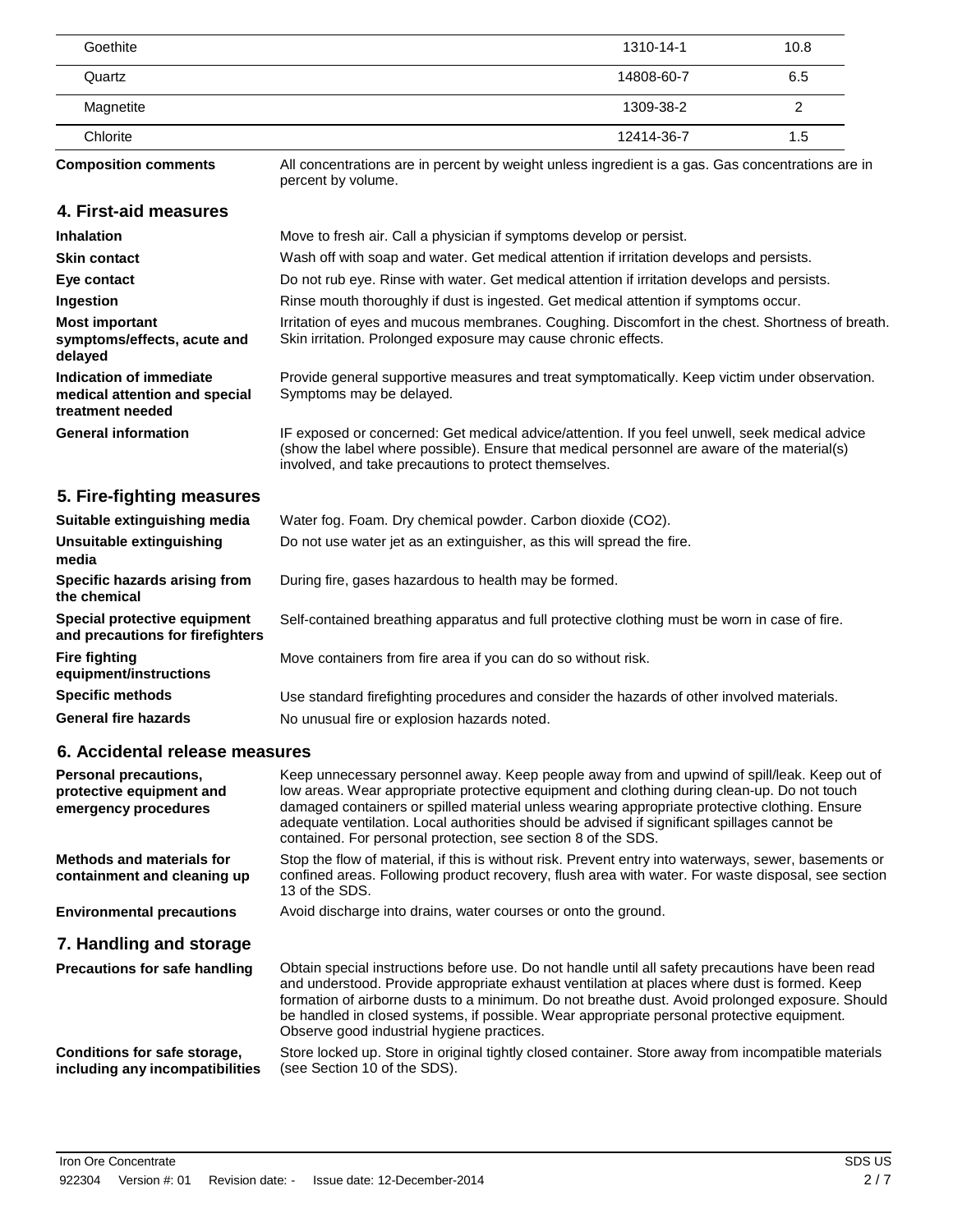| | | |
|---|---|---|
| Goethite | 1310-14-1 | 10.8 |
| Quartz | 14808-60-7 | 6.5 |
| Magnetite | 1309-38-2 | 2 |
| Chlorite | 12414-36-7 | 1.5 |

**Composition comments** All concentrations are in percent by weight unless ingredient is a gas. Gas concentrations are in percent by volume.

## 4. First-aid measures

**Inhalation** Move to fresh air. Call a physician if symptoms develop or persist.

**Skin contact** Wash off with soap and water. Get medical attention if irritation develops and persists.

**Eye contact** Do not rub eye. Rinse with water. Get medical attention if irritation develops and persists.

**Ingestion** Rinse mouth thoroughly if dust is ingested. Get medical attention if symptoms occur.

**Most important symptoms/effects, acute and delayed** Irritation of eyes and mucous membranes. Coughing. Discomfort in the chest. Shortness of breath. Skin irritation. Prolonged exposure may cause chronic effects.

**Indication of immediate medical attention and special treatment needed** Provide general supportive measures and treat symptomatically. Keep victim under observation. Symptoms may be delayed.

**General information** IF exposed or concerned: Get medical advice/attention. If you feel unwell, seek medical advice (show the label where possible). Ensure that medical personnel are aware of the material(s) involved, and take precautions to protect themselves.

## 5. Fire-fighting measures

**Suitable extinguishing media** Water fog. Foam. Dry chemical powder. Carbon dioxide ($CO_2$).

**Unsuitable extinguishing media** Do not use water jet as an extinguisher, as this will spread the fire.

**Specific hazards arising from the chemical** During fire, gases hazardous to health may be formed.

**Special protective equipment and precautions for firefighters** Self-contained breathing apparatus and full protective clothing must be worn in case of fire.

**Fire fighting equipment/instructions** Move containers from fire area if you can do so without risk.

**Specific methods** Use standard firefighting procedures and consider the hazards of other involved materials.

**General fire hazards** No unusual fire or explosion hazards noted.

## 6. Accidental release measures

**Personal precautions, protective equipment and emergency procedures** Keep unnecessary personnel away. Keep people away from and upwind of spill/leak. Keep out of low areas. Wear appropriate protective equipment and clothing during clean-up. Do not touch damaged containers or spilled material unless wearing appropriate protective clothing. Ensure adequate ventilation. Local authorities should be advised if significant spillages cannot be contained. For personal protection, see section 8 of the SDS.

**Methods and materials for containment and cleaning up** Stop the flow of material, if this is without risk. Prevent entry into waterways, sewer, basements or confined areas. Following product recovery, flush area with water. For waste disposal, see section 13 of the SDS.

**Environmental precautions** Avoid discharge into drains, water courses or onto the ground.

## 7. Handling and storage

**Precautions for safe handling** Obtain special instructions before use. Do not handle until all safety precautions have been read and understood. Provide appropriate exhaust ventilation at places where dust is formed. Keep formation of airborne dusts to a minimum. Do not breathe dust. Avoid prolonged exposure. Should be handled in closed systems, if possible. Wear appropriate personal protective equipment. Observe good industrial hygiene practices.

**Conditions for safe storage, including any incompatibilities** Store locked up. Store in original tightly closed container. Store away from incompatible materials (see Section 10 of the SDS).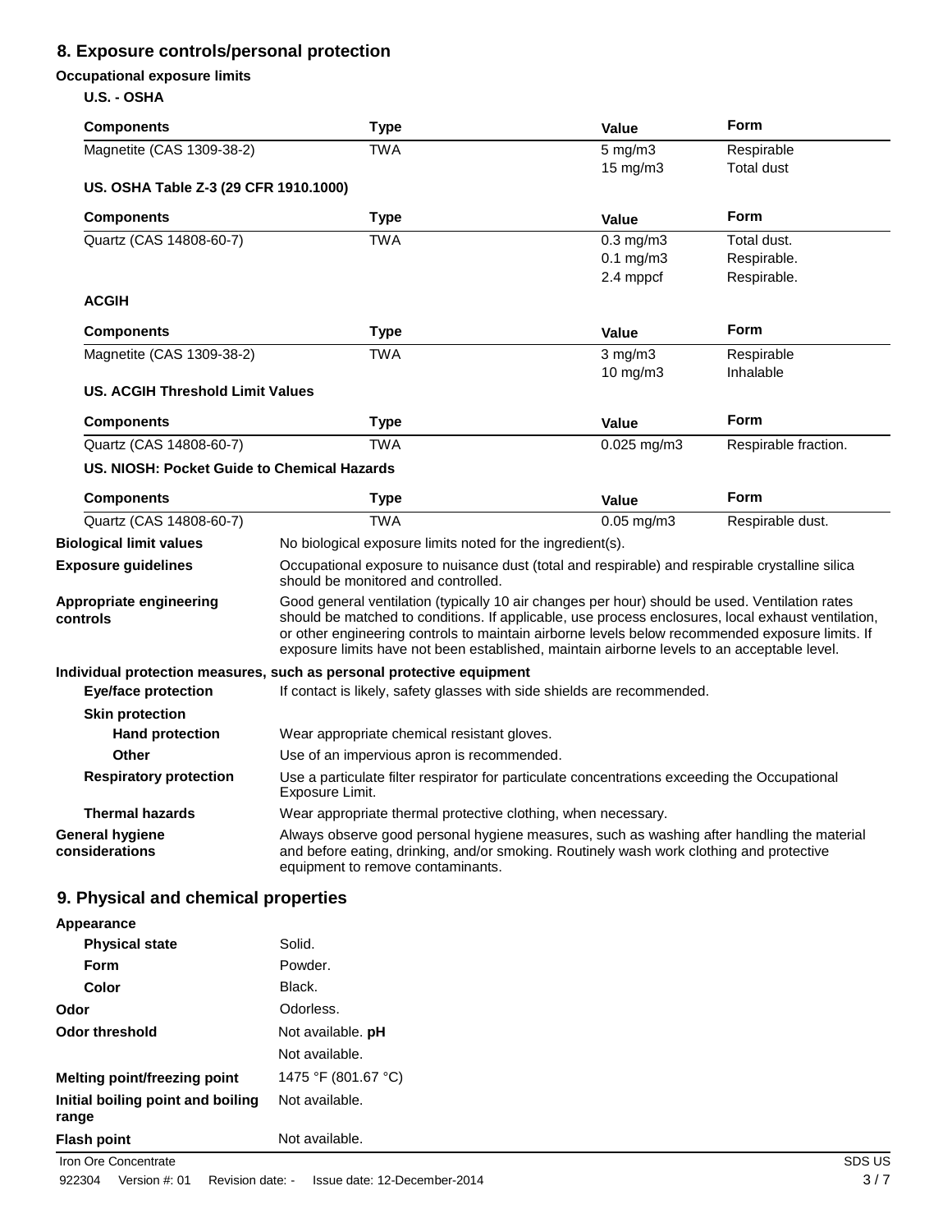## 8. Exposure controls/personal protection

### Occupational exposure limits

**U.S. - OSHA**

| Components | Type | Value | Form |
|---|---|---|---|
| Magnetite (CAS 1309-38-2) | TWA | 5 mg/m3 | Respirable |
| | | 15 mg/m3 | Total dust |

**US. OSHA Table Z-3 (29 CFR 1910.1000)**

| Components | Type | Value | Form |
|---|---|---|---|
| Quartz (CAS 14808-60-7) | TWA | 0.3 mg/m3 | Total dust. |
| | | 0.1 mg/m3 | Respirable. |
| | | 2.4 mppcf | Respirable. |

**ACGIH**

| Components | Type | Value | Form |
|---|---|---|---|
| Magnetite (CAS 1309-38-2) | TWA | 3 mg/m3 | Respirable |
| | | 10 mg/m3 | Inhalable |

**US. ACGIH Threshold Limit Values**

| Components | Type | Value | Form |
|---|---|---|---|
| Quartz (CAS 14808-60-7) | TWA | 0.025 mg/m3 | Respirable fraction. |

**US. NIOSH: Pocket Guide to Chemical Hazards**

| Components | Type | Value | Form |
|---|---|---|---|
| Quartz (CAS 14808-60-7) | TWA | 0.05 mg/m3 | Respirable dust. |

**Biological limit values** No biological exposure limits noted for the ingredient(s).

**Exposure guidelines** Occupational exposure to nuisance dust (total and respirable) and respirable crystalline silica should be monitored and controlled.

**Appropriate engineering controls** Good general ventilation (typically 10 air changes per hour) should be used. Ventilation rates should be matched to conditions. If applicable, use process enclosures, local exhaust ventilation, or other engineering controls to maintain airborne levels below recommended exposure limits. If exposure limits have not been established, maintain airborne levels to an acceptable level.

**Individual protection measures, such as personal protective equipment**

**Eye/face protection** If contact is likely, safety glasses with side shields are recommended.

**Skin protection**

**Hand protection** Wear appropriate chemical resistant gloves.

**Other** Use of an impervious apron is recommended.

**Respiratory protection** Use a particulate filter respirator for particulate concentrations exceeding the Occupational Exposure Limit.

**Thermal hazards** Wear appropriate thermal protective clothing, when necessary.

**General hygiene considerations** Always observe good personal hygiene measures, such as washing after handling the material and before eating, drinking, and/or smoking. Routinely wash work clothing and protective equipment to remove contaminants.

## 9. Physical and chemical properties

**Appearance**

**Physical state** Solid.

**Form** Powder.

**Color** Black.

**Odor** Odorless.

**Odor threshold** Not available.

**pH** Not available.

**Melting point/freezing point** 1475 °F (801.67 °C)

**Initial boiling point and boiling range** Not available.

**Flash point** Not available.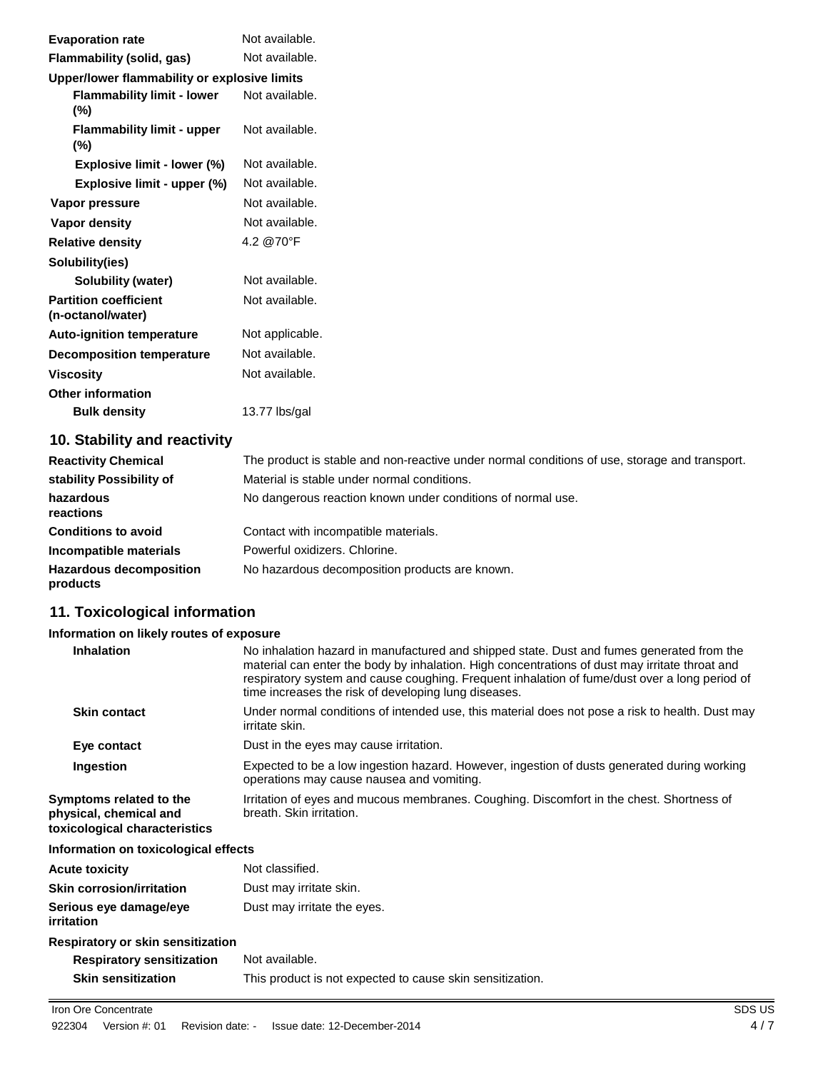| | |
|---|---|
| **Evaporation rate** | Not available. |
| **Flammability (solid, gas)** | Not available. |
| **Upper/lower flammability or explosive limits** | |
| **Flammability limit - lower (%)** | Not available. |
| **Flammability limit - upper (%)** | Not available. |
| **Explosive limit - lower (%)** | Not available. |
| **Explosive limit - upper (%)** | Not available. |
| **Vapor pressure** | Not available. |
| **Vapor density** | Not available. |
| **Relative density** | 4.2 @70°F |
| **Solubility(ies)** | |
| **Solubility (water)** | Not available. |
| **Partition coefficient (n-octanol/water)** | Not available. |
| **Auto-ignition temperature** | Not applicable. |
| **Decomposition temperature** | Not available. |
| **Viscosity** | Not available. |
| **Other information** | |
| **Bulk density** | 13.77 lbs/gal |

## 10. Stability and reactivity

| | |
|---|---|
| **Reactivity Chemical** | The product is stable and non-reactive under normal conditions of use, storage and transport. |
| **stability Possibility of** | Material is stable under normal conditions. |
| **hazardous reactions** | No dangerous reaction known under conditions of normal use. |
| **Conditions to avoid** | Contact with incompatible materials. |
| **Incompatible materials** | Powerful oxidizers. Chlorine. |
| **Hazardous decomposition products** | No hazardous decomposition products are known. |

## 11. Toxicological information

**Information on likely routes of exposure**

| | |
|---|---|
| **Inhalation** | No inhalation hazard in manufactured and shipped state. Dust and fumes generated from the material can enter the body by inhalation. High concentrations of dust may irritate throat and respiratory system and cause coughing. Frequent inhalation of fume/dust over a long period of time increases the risk of developing lung diseases. |
| **Skin contact** | Under normal conditions of intended use, this material does not pose a risk to health. Dust may irritate skin. |
| **Eye contact** | Dust in the eyes may cause irritation. |
| **Ingestion** | Expected to be a low ingestion hazard. However, ingestion of dusts generated during working operations may cause nausea and vomiting. |
| **Symptoms related to the physical, chemical and toxicological characteristics** | Irritation of eyes and mucous membranes. Coughing. Discomfort in the chest. Shortness of breath. Skin irritation. |

**Information on toxicological effects**

| | |
|---|---|
| **Acute toxicity** | Not classified. |
| **Skin corrosion/irritation** | Dust may irritate skin. |
| **Serious eye damage/eye irritation** | Dust may irritate the eyes. |
| **Respiratory or skin sensitization** | |
| **Respiratory sensitization** | Not available. |
| **Skin sensitization** | This product is not expected to cause skin sensitization. |

Iron Ore Concentrate SDS US
922304 Version #: 01 Revision date: - Issue date: 12-December-2014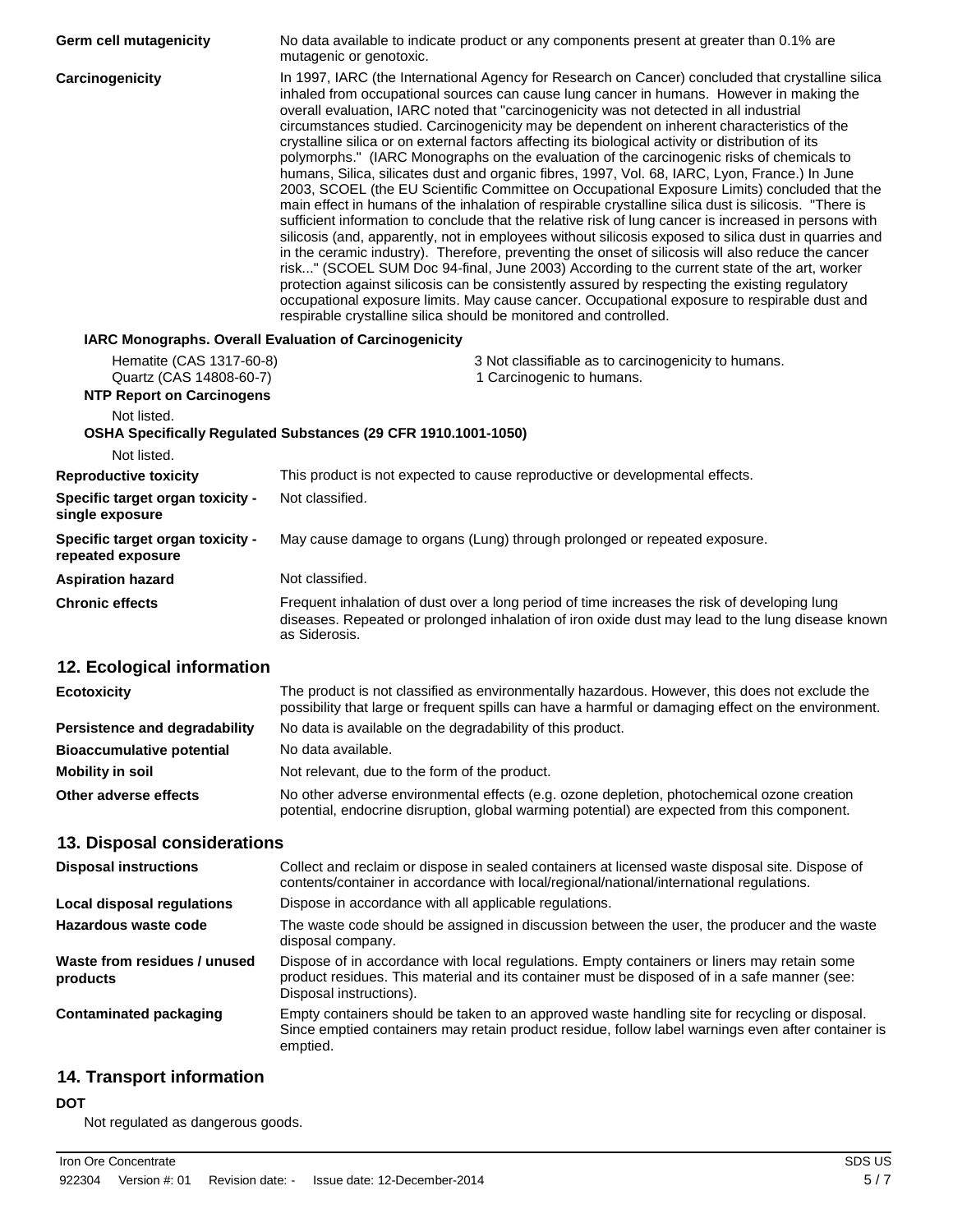**Germ cell mutagenicity** No data available to indicate product or any components present at greater than 0.1% are mutagenic or genotoxic.

**Carcinogenicity** In 1997, IARC (the International Agency for Research on Cancer) concluded that crystalline silica inhaled from occupational sources can cause lung cancer in humans. However in making the overall evaluation, IARC noted that "carcinogenicity was not detected in all industrial circumstances studied. Carcinogenicity may be dependent on inherent characteristics of the crystalline silica or on external factors affecting its biological activity or distribution of its polymorphs." (IARC Monographs on the evaluation of the carcinogenic risks of chemicals to humans, Silica, silicates dust and organic fibres, 1997, Vol. 68, IARC, Lyon, France.) In June 2003, SCOEL (the EU Scientific Committee on Occupational Exposure Limits) concluded that the main effect in humans of the inhalation of respirable crystalline silica dust is silicosis. "There is sufficient information to conclude that the relative risk of lung cancer is increased in persons with silicosis (and, apparently, not in employees without silicosis exposed to silica dust in quarries and in the ceramic industry). Therefore, preventing the onset of silicosis will also reduce the cancer risk..." (SCOEL SUM Doc 94-final, June 2003) According to the current state of the art, worker protection against silicosis can be consistently assured by respecting the existing regulatory occupational exposure limits. May cause cancer. Occupational exposure to respirable dust and respirable crystalline silica should be monitored and controlled.

**IARC Monographs. Overall Evaluation of Carcinogenicity**

| | |
|---|---|
| Hematite (CAS 1317-60-8) | 3 Not classifiable as to carcinogenicity to humans. |
| Quartz (CAS 14808-60-7) | 1 Carcinogenic to humans. |

**NTP Report on Carcinogens**

Not listed.

**OSHA Specifically Regulated Substances (29 CFR 1910.1001-1050)**

Not listed.

**Reproductive toxicity** This product is not expected to cause reproductive or developmental effects.

**Specific target organ toxicity - single exposure** Not classified.

**Specific target organ toxicity - repeated exposure** May cause damage to organs (Lung) through prolonged or repeated exposure.

**Aspiration hazard** Not classified.

**Chronic effects** Frequent inhalation of dust over a long period of time increases the risk of developing lung diseases. Repeated or prolonged inhalation of iron oxide dust may lead to the lung disease known as Siderosis.

## 12. Ecological information

**Ecotoxicity** The product is not classified as environmentally hazardous. However, this does not exclude the possibility that large or frequent spills can have a harmful or damaging effect on the environment.

**Persistence and degradability** No data is available on the degradability of this product.

**Bioaccumulative potential** No data available.

**Mobility in soil** Not relevant, due to the form of the product.

**Other adverse effects** No other adverse environmental effects (e.g. ozone depletion, photochemical ozone creation potential, endocrine disruption, global warming potential) are expected from this component.

## 13. Disposal considerations

**Disposal instructions** Collect and reclaim or dispose in sealed containers at licensed waste disposal site. Dispose of contents/container in accordance with local/regional/national/international regulations.

**Local disposal regulations** Dispose in accordance with all applicable regulations.

**Hazardous waste code** The waste code should be assigned in discussion between the user, the producer and the waste disposal company.

**Waste from residues / unused products** Dispose of in accordance with local regulations. Empty containers or liners may retain some product residues. This material and its container must be disposed of in a safe manner (see: Disposal instructions).

**Contaminated packaging** Empty containers should be taken to an approved waste handling site for recycling or disposal. Since emptied containers may retain product residue, follow label warnings even after container is emptied.

## 14. Transport information

**DOT**

Not regulated as dangerous goods.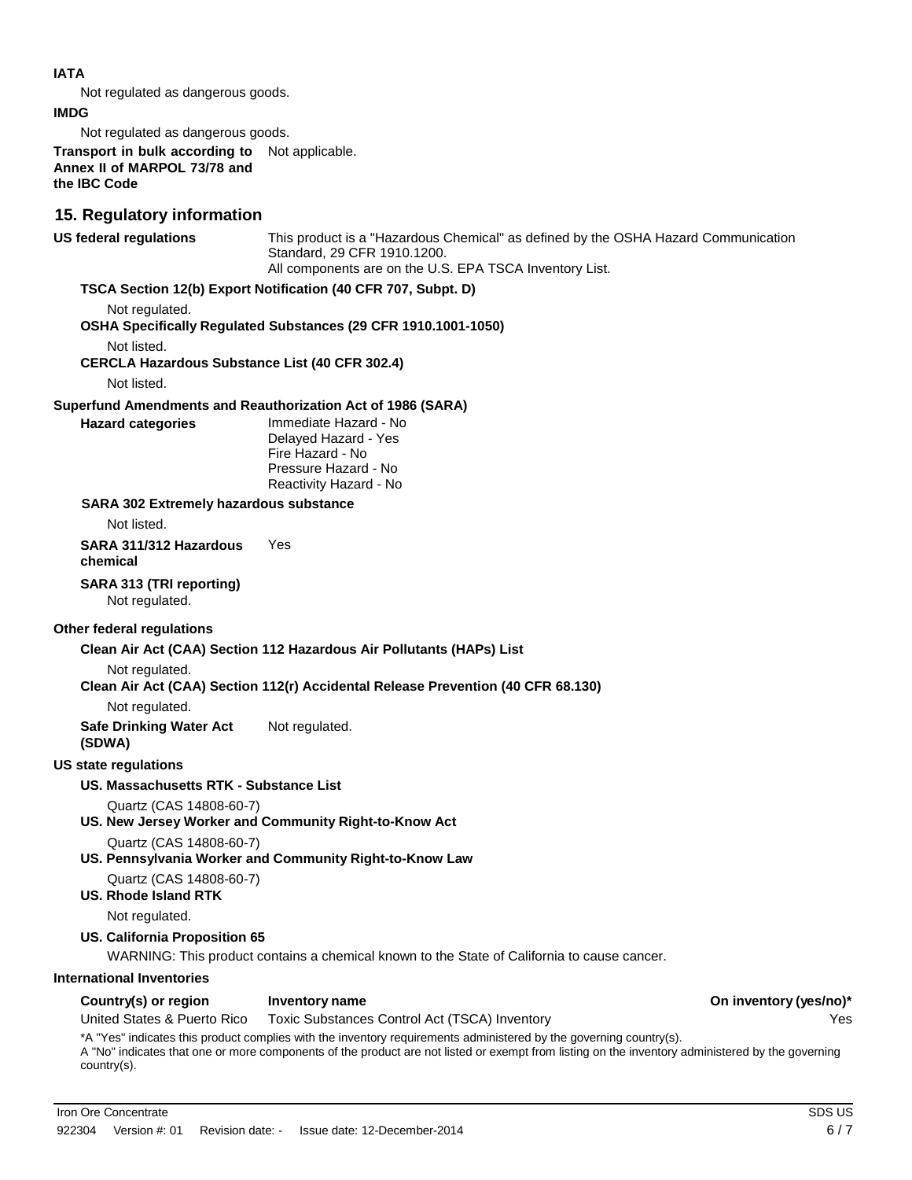**IATA**

Not regulated as dangerous goods.

**IMDG**

Not regulated as dangerous goods.

**Transport in bulk according to Annex II of MARPOL 73/78 and the IBC Code** Not applicable.

## 15. Regulatory information

**US federal regulations** This product is a "Hazardous Chemical" as defined by the OSHA Hazard Communication Standard, 29 CFR 1910.1200.
All components are on the U.S. EPA TSCA Inventory List.

**TSCA Section 12(b) Export Notification (40 CFR 707, Subpt. D)**

Not regulated.

**OSHA Specifically Regulated Substances (29 CFR 1910.1001-1050)**

Not listed.

**CERCLA Hazardous Substance List (40 CFR 302.4)**

Not listed.

**Superfund Amendments and Reauthorization Act of 1986 (SARA)**

**Hazard categories**
Immediate Hazard - No
Delayed Hazard - Yes
Fire Hazard - No
Pressure Hazard - No
Reactivity Hazard - No

**SARA 302 Extremely hazardous substance**

Not listed.

**SARA 311/312 Hazardous chemical** Yes

**SARA 313 (TRI reporting)**
Not regulated.

**Other federal regulations**

**Clean Air Act (CAA) Section 112 Hazardous Air Pollutants (HAPs) List**

Not regulated.

**Clean Air Act (CAA) Section 112(r) Accidental Release Prevention (40 CFR 68.130)**

Not regulated.

**Safe Drinking Water Act (SDWA)** Not regulated.

**US state regulations**

**US. Massachusetts RTK - Substance List**

Quartz (CAS 14808-60-7)

**US. New Jersey Worker and Community Right-to-Know Act**

Quartz (CAS 14808-60-7)

**US. Pennsylvania Worker and Community Right-to-Know Law**

Quartz (CAS 14808-60-7)

**US. Rhode Island RTK**

Not regulated.

**US. California Proposition 65**

WARNING: This product contains a chemical known to the State of California to cause cancer.

**International Inventories**

| Country(s) or region | Inventory name | On inventory (yes/no)* |
|---|---|---|
| United States & Puerto Rico | Toxic Substances Control Act (TSCA) Inventory | Yes |

*A "Yes" indicates this product complies with the inventory requirements administered by the governing country(s).
A "No" indicates that one or more components of the product are not listed or exempt from listing on the inventory administered by the governing country(s).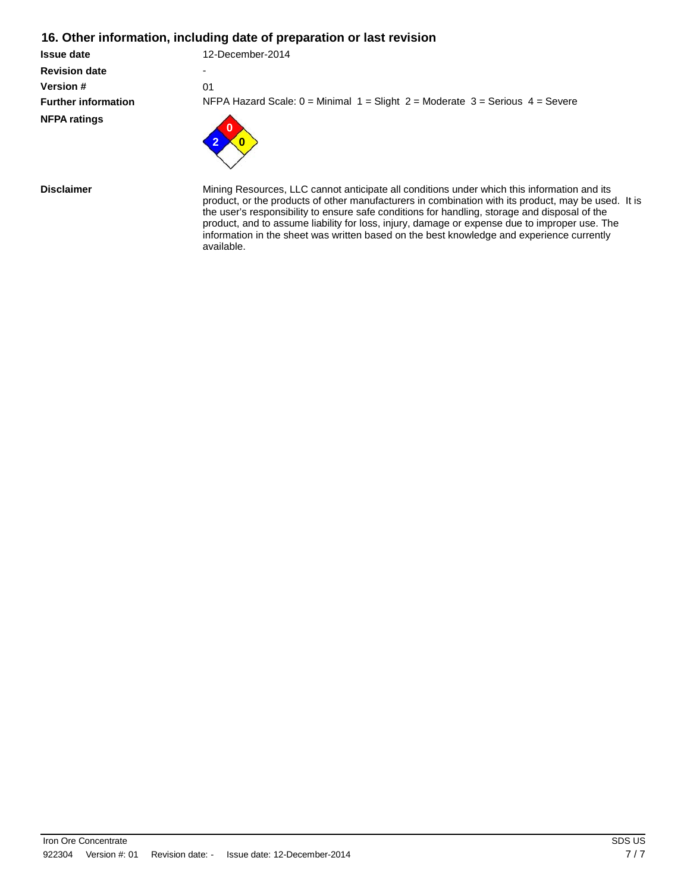## 16. Other information, including date of preparation or last revision

**Issue date** 12-December-2014

**Revision date** -

**Version #** 01

**Further information** NFPA Hazard Scale: 0 = Minimal 1 = Slight 2 = Moderate 3 = Serious 4 = Severe

**NFPA ratings**

0

2 0

**Disclaimer** Mining Resources, LLC cannot anticipate all conditions under which this information and its product, or the products of other manufacturers in combination with its product, may be used. It is the user's responsibility to ensure safe conditions for handling, storage and disposal of the product, and to assume liability for loss, injury, damage or expense due to improper use. The information in the sheet was written based on the best knowledge and experience currently available.